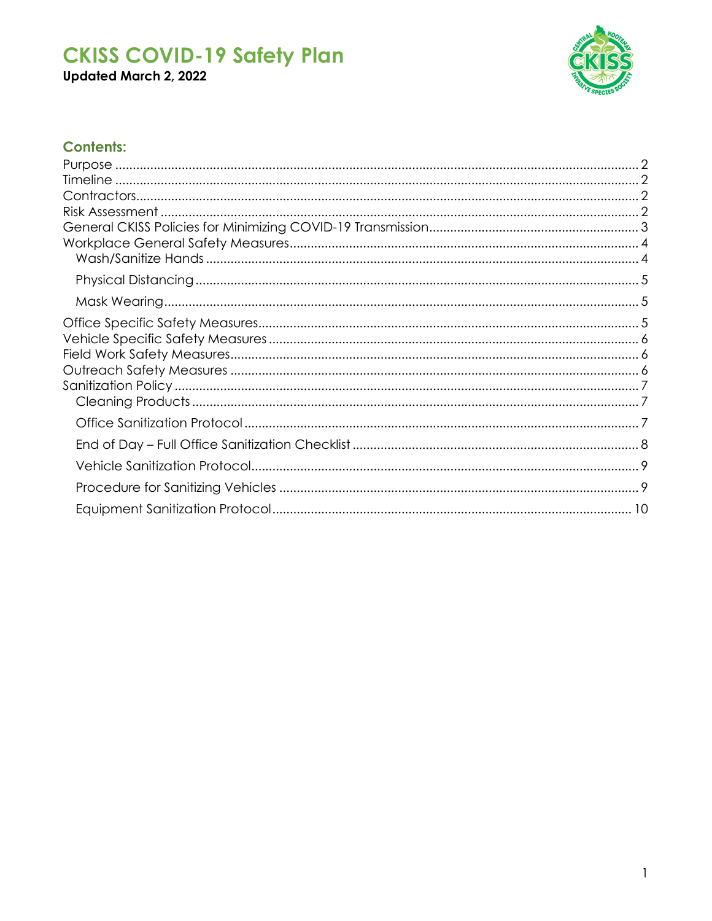# CKISS COVID-19 Safety Plan

**Updated March 2, 2022**

## Contents:

Purpose .......... 2
Timeline .......... 2
Contractors .......... 2
Risk Assessment .......... 2
General CKISS Policies for Minimizing COVID-19 Transmission .......... 3
Workplace General Safety Measures .......... 4
- Wash/Sanitize Hands .......... 4
- Physical Distancing .......... 5
- Mask Wearing .......... 5

Office Specific Safety Measures .......... 5
Vehicle Specific Safety Measures .......... 6
Field Work Safety Measures .......... 6
Outreach Safety Measures .......... 6
Sanitization Policy .......... 7
- Cleaning Products .......... 7
- Office Sanitization Protocol .......... 7
- End of Day – Full Office Sanitization Checklist .......... 8
- Vehicle Sanitization Protocol .......... 9
- Procedure for Sanitizing Vehicles .......... 9
- Equipment Sanitization Protocol .......... 10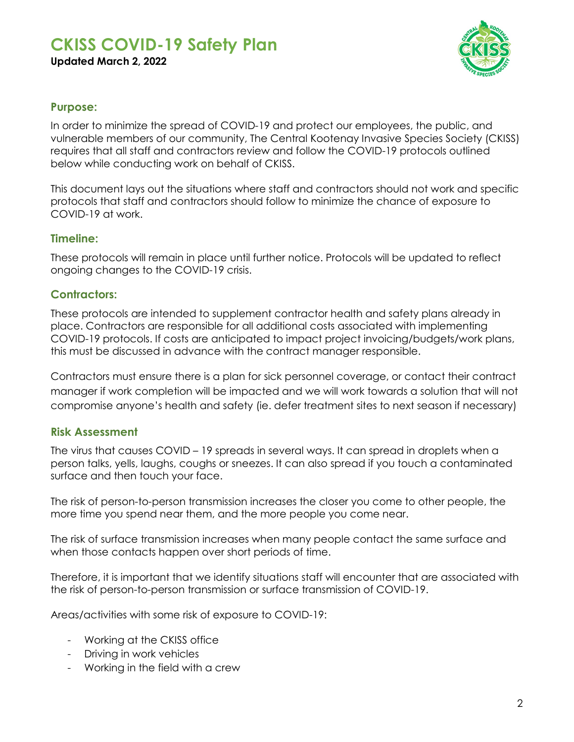# CKISS COVID-19 Safety Plan

**Updated March 2, 2022**

## Purpose:

In order to minimize the spread of COVID-19 and protect our employees, the public, and vulnerable members of our community, The Central Kootenay Invasive Species Society (CKISS) requires that all staff and contractors review and follow the COVID-19 protocols outlined below while conducting work on behalf of CKISS.

This document lays out the situations where staff and contractors should not work and specific protocols that staff and contractors should follow to minimize the chance of exposure to COVID-19 at work.

## Timeline:

These protocols will remain in place until further notice. Protocols will be updated to reflect ongoing changes to the COVID-19 crisis.

## Contractors:

These protocols are intended to supplement contractor health and safety plans already in place. Contractors are responsible for all additional costs associated with implementing COVID-19 protocols. If costs are anticipated to impact project invoicing/budgets/work plans, this must be discussed in advance with the contract manager responsible.

Contractors must ensure there is a plan for sick personnel coverage, or contact their contract manager if work completion will be impacted and we will work towards a solution that will not compromise anyone's health and safety (ie. defer treatment sites to next season if necessary)

## Risk Assessment

The virus that causes COVID – 19 spreads in several ways. It can spread in droplets when a person talks, yells, laughs, coughs or sneezes. It can also spread if you touch a contaminated surface and then touch your face.

The risk of person-to-person transmission increases the closer you come to other people, the more time you spend near them, and the more people you come near.

The risk of surface transmission increases when many people contact the same surface and when those contacts happen over short periods of time.

Therefore, it is important that we identify situations staff will encounter that are associated with the risk of person-to-person transmission or surface transmission of COVID-19.

Areas/activities with some risk of exposure to COVID-19:

- Working at the CKISS office
- Driving in work vehicles
- Working in the field with a crew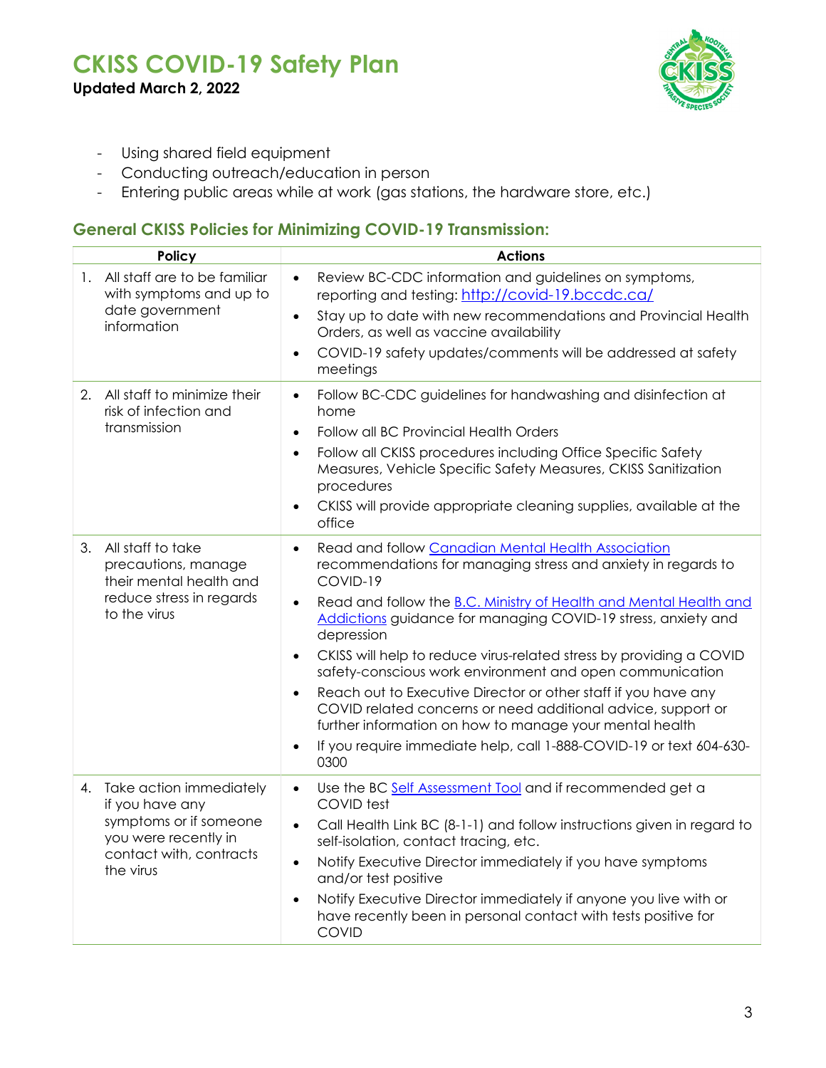- Using shared field equipment
- Conducting outreach/education in person
- Entering public areas while at work (gas stations, the hardware store, etc.)

## General CKISS Policies for Minimizing COVID-19 Transmission:

| Policy | Actions |
|---|---|
| 1. All staff are to be familiar with symptoms and up to date government information | • Review BC-CDC information and guidelines on symptoms, reporting and testing: http://covid-19.bccdc.ca/<br>• Stay up to date with new recommendations and Provincial Health Orders, as well as vaccine availability<br>• COVID-19 safety updates/comments will be addressed at safety meetings |
| 2. All staff to minimize their risk of infection and transmission | • Follow BC-CDC guidelines for handwashing and disinfection at home<br>• Follow all BC Provincial Health Orders<br>• Follow all CKISS procedures including Office Specific Safety Measures, Vehicle Specific Safety Measures, CKISS Sanitization procedures<br>• CKISS will provide appropriate cleaning supplies, available at the office |
| 3. All staff to take precautions, manage their mental health and reduce stress in regards to the virus | • Read and follow Canadian Mental Health Association recommendations for managing stress and anxiety in regards to COVID-19<br>• Read and follow the B.C. Ministry of Health and Mental Health and Addictions guidance for managing COVID-19 stress, anxiety and depression<br>• CKISS will help to reduce virus-related stress by providing a COVID safety-conscious work environment and open communication<br>• Reach out to Executive Director or other staff if you have any COVID related concerns or need additional advice, support or further information on how to manage your mental health<br>• If you require immediate help, call 1-888-COVID-19 or text 604-630-0300 |
| 4. Take action immediately if you have any symptoms or if someone you were recently in contact with, contracts the virus | • Use the BC Self Assessment Tool and if recommended get a COVID test<br>• Call Health Link BC (8-1-1) and follow instructions given in regard to self-isolation, contact tracing, etc.<br>• Notify Executive Director immediately if you have symptoms and/or test positive<br>• Notify Executive Director immediately if anyone you live with or have recently been in personal contact with tests positive for COVID |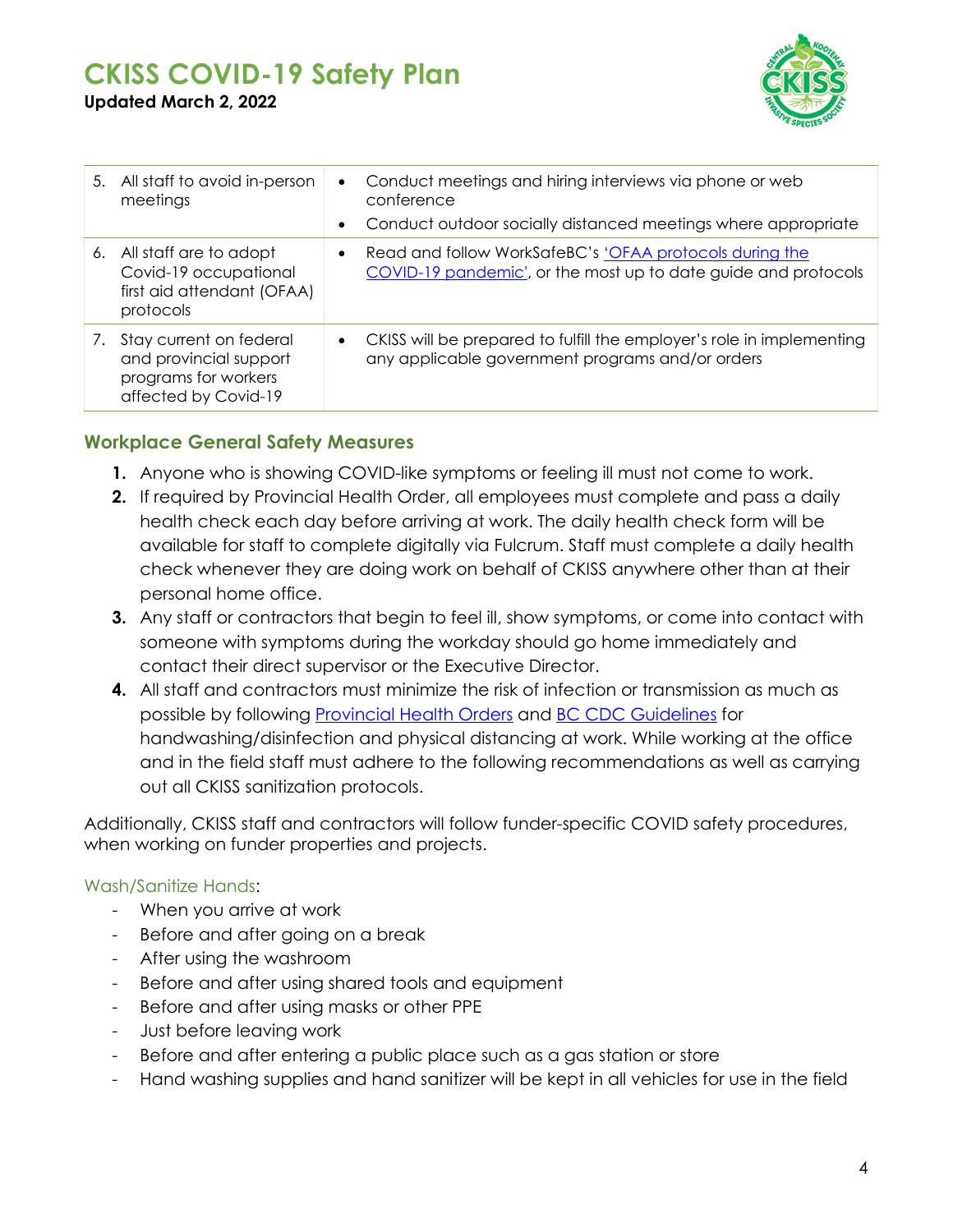| | |
|---|---|
| 5. All staff to avoid in-person meetings | • Conduct meetings and hiring interviews via phone or web conference<br>• Conduct outdoor socially distanced meetings where appropriate |
| 6. All staff are to adopt Covid-19 occupational first aid attendant (OFAA) protocols | • Read and follow WorkSafeBC's 'OFAA protocols during the COVID-19 pandemic', or the most up to date guide and protocols |
| 7. Stay current on federal and provincial support programs for workers affected by Covid-19 | • CKISS will be prepared to fulfill the employer's role in implementing any applicable government programs and/or orders |

## Workplace General Safety Measures

1. Anyone who is showing COVID-like symptoms or feeling ill must not come to work.
2. If required by Provincial Health Order, all employees must complete and pass a daily health check each day before arriving at work. The daily health check form will be available for staff to complete digitally via Fulcrum. Staff must complete a daily health check whenever they are doing work on behalf of CKISS anywhere other than at their personal home office.
3. Any staff or contractors that begin to feel ill, show symptoms, or come into contact with someone with symptoms during the workday should go home immediately and contact their direct supervisor or the Executive Director.
4. All staff and contractors must minimize the risk of infection or transmission as much as possible by following Provincial Health Orders and BC CDC Guidelines for handwashing/disinfection and physical distancing at work. While working at the office and in the field staff must adhere to the following recommendations as well as carrying out all CKISS sanitization protocols.

Additionally, CKISS staff and contractors will follow funder-specific COVID safety procedures, when working on funder properties and projects.

### Wash/Sanitize Hands:

- When you arrive at work
- Before and after going on a break
- After using the washroom
- Before and after using shared tools and equipment
- Before and after using masks or other PPE
- Just before leaving work
- Before and after entering a public place such as a gas station or store
- Hand washing supplies and hand sanitizer will be kept in all vehicles for use in the field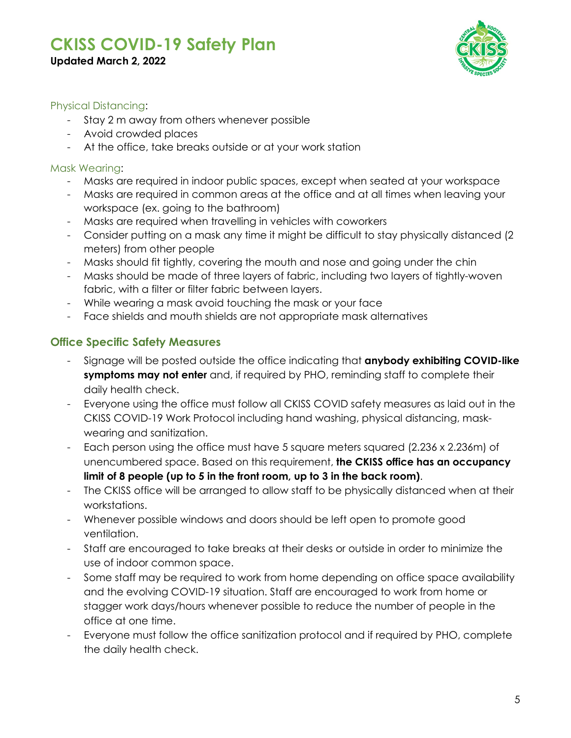Physical Distancing:

- Stay 2 m away from others whenever possible
- Avoid crowded places
- At the office, take breaks outside or at your work station

Mask Wearing:

- Masks are required in indoor public spaces, except when seated at your workspace
- Masks are required in common areas at the office and at all times when leaving your workspace (ex. going to the bathroom)
- Masks are required when travelling in vehicles with coworkers
- Consider putting on a mask any time it might be difficult to stay physically distanced (2 meters) from other people
- Masks should fit tightly, covering the mouth and nose and going under the chin
- Masks should be made of three layers of fabric, including two layers of tightly-woven fabric, with a filter or filter fabric between layers.
- While wearing a mask avoid touching the mask or your face
- Face shields and mouth shields are not appropriate mask alternatives

## Office Specific Safety Measures

- Signage will be posted outside the office indicating that **anybody exhibiting COVID-like symptoms may not enter** and, if required by PHO, reminding staff to complete their daily health check.
- Everyone using the office must follow all CKISS COVID safety measures as laid out in the CKISS COVID-19 Work Protocol including hand washing, physical distancing, mask-wearing and sanitization.
- Each person using the office must have 5 square meters squared (2.236 x 2.236m) of unencumbered space. Based on this requirement, **the CKISS office has an occupancy limit of 8 people (up to 5 in the front room, up to 3 in the back room)**.
- The CKISS office will be arranged to allow staff to be physically distanced when at their workstations.
- Whenever possible windows and doors should be left open to promote good ventilation.
- Staff are encouraged to take breaks at their desks or outside in order to minimize the use of indoor common space.
- Some staff may be required to work from home depending on office space availability and the evolving COVID-19 situation. Staff are encouraged to work from home or stagger work days/hours whenever possible to reduce the number of people in the office at one time.
- Everyone must follow the office sanitization protocol and if required by PHO, complete the daily health check.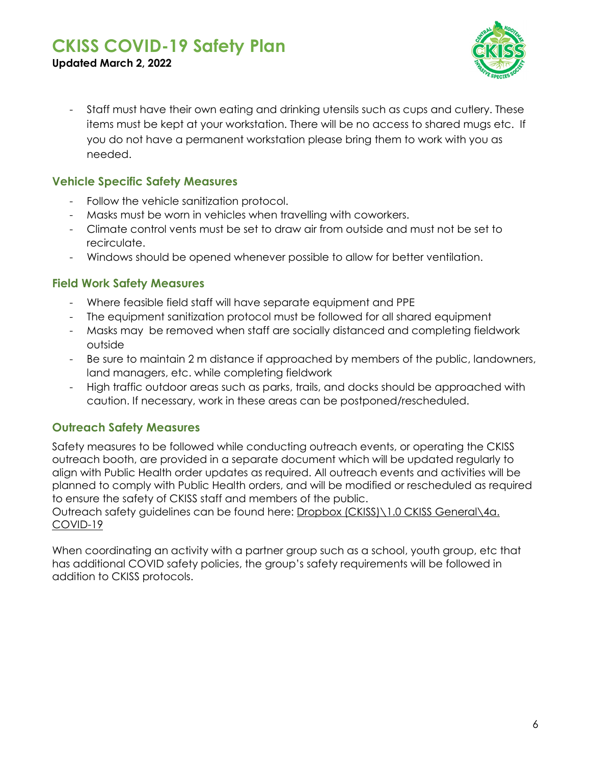- Staff must have their own eating and drinking utensils such as cups and cutlery. These items must be kept at your workstation. There will be no access to shared mugs etc. If you do not have a permanent workstation please bring them to work with you as needed.

### Vehicle Specific Safety Measures

- Follow the vehicle sanitization protocol.
- Masks must be worn in vehicles when travelling with coworkers.
- Climate control vents must be set to draw air from outside and must not be set to recirculate.
- Windows should be opened whenever possible to allow for better ventilation.

### Field Work Safety Measures

- Where feasible field staff will have separate equipment and PPE
- The equipment sanitization protocol must be followed for all shared equipment
- Masks may be removed when staff are socially distanced and completing fieldwork outside
- Be sure to maintain 2 m distance if approached by members of the public, landowners, land managers, etc. while completing fieldwork
- High traffic outdoor areas such as parks, trails, and docks should be approached with caution. If necessary, work in these areas can be postponed/rescheduled.

### Outreach Safety Measures

Safety measures to be followed while conducting outreach events, or operating the CKISS outreach booth, are provided in a separate document which will be updated regularly to align with Public Health order updates as required. All outreach events and activities will be planned to comply with Public Health orders, and will be modified or rescheduled as required to ensure the safety of CKISS staff and members of the public.

Outreach safety guidelines can be found here: Dropbox (CKISS)\1.0 CKISS General\4a. COVID-19

When coordinating an activity with a partner group such as a school, youth group, etc that has additional COVID safety policies, the group's safety requirements will be followed in addition to CKISS protocols.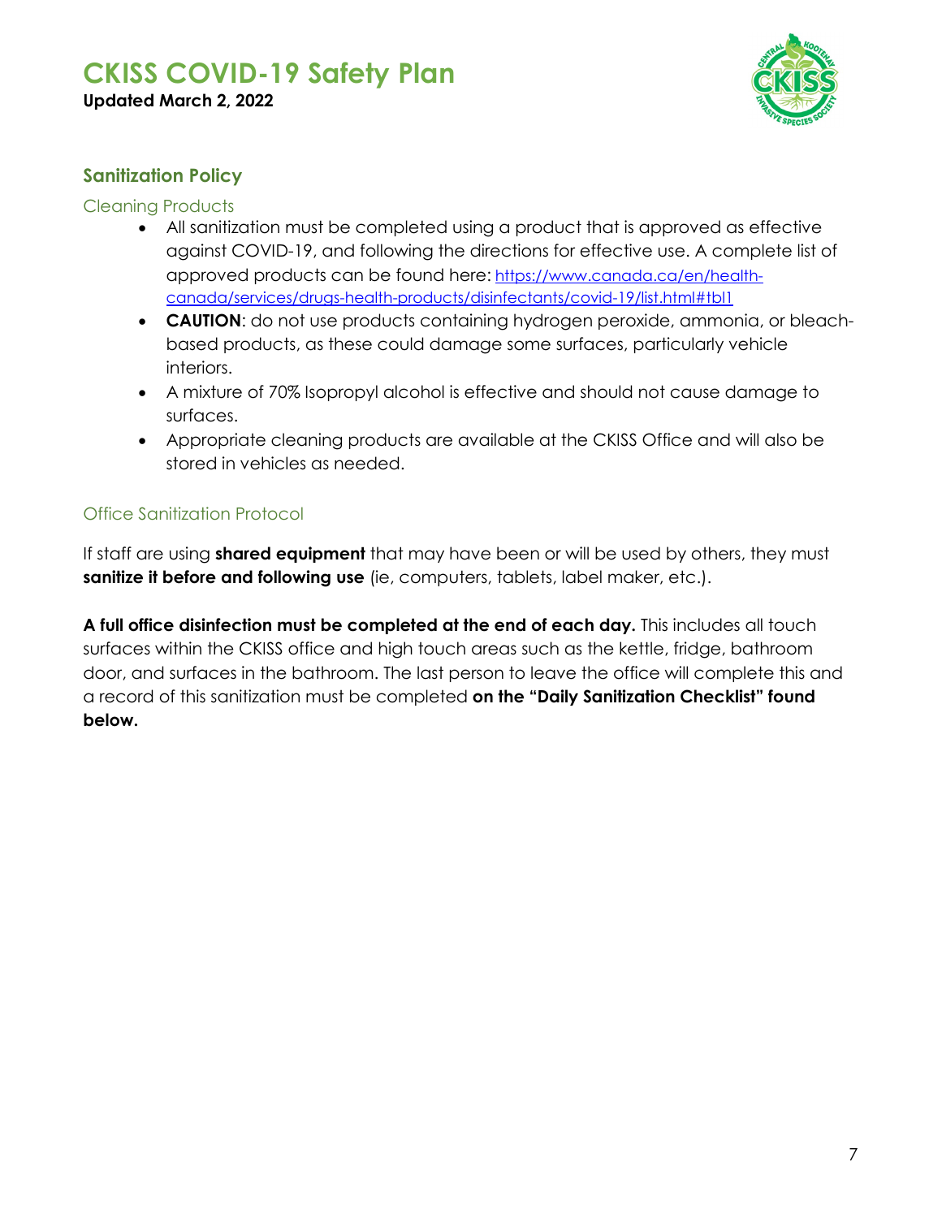## Sanitization Policy

### Cleaning Products

- All sanitization must be completed using a product that is approved as effective against COVID-19, and following the directions for effective use. A complete list of approved products can be found here: https://www.canada.ca/en/health-canada/services/drugs-health-products/disinfectants/covid-19/list.html#tbl1
- **CAUTION**: do not use products containing hydrogen peroxide, ammonia, or bleach-based products, as these could damage some surfaces, particularly vehicle interiors.
- A mixture of 70% Isopropyl alcohol is effective and should not cause damage to surfaces.
- Appropriate cleaning products are available at the CKISS Office and will also be stored in vehicles as needed.

### Office Sanitization Protocol

If staff are using **shared equipment** that may have been or will be used by others, they must **sanitize it before and following use** (ie, computers, tablets, label maker, etc.).

**A full office disinfection must be completed at the end of each day.** This includes all touch surfaces within the CKISS office and high touch areas such as the kettle, fridge, bathroom door, and surfaces in the bathroom. The last person to leave the office will complete this and a record of this sanitization must be completed **on the "Daily Sanitization Checklist" found below.**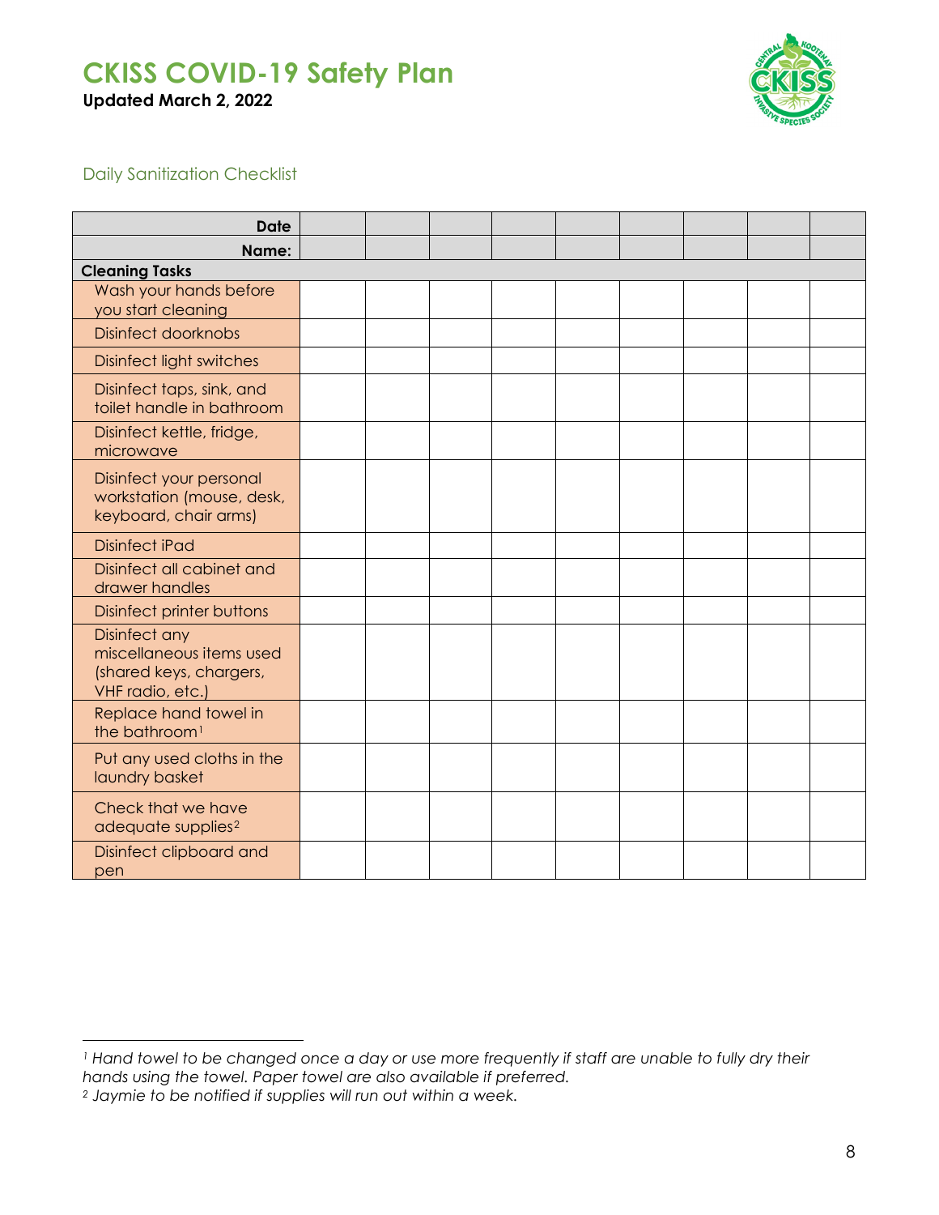# CKISS COVID-19 Safety Plan

**Updated March 2, 2022**

## Daily Sanitization Checklist

| **Date** | | | | | | | | | |
|---|---|---|---|---|---|---|---|---|---|
| **Name:** | | | | | | | | | |
| **Cleaning Tasks** | | | | | | | | | |
| Wash your hands before you start cleaning | | | | | | | | | |
| Disinfect doorknobs | | | | | | | | | |
| Disinfect light switches | | | | | | | | | |
| Disinfect taps, sink, and toilet handle in bathroom | | | | | | | | | |
| Disinfect kettle, fridge, microwave | | | | | | | | | |
| Disinfect your personal workstation (mouse, desk, keyboard, chair arms) | | | | | | | | | |
| Disinfect iPad | | | | | | | | | |
| Disinfect all cabinet and drawer handles | | | | | | | | | |
| Disinfect printer buttons | | | | | | | | | |
| Disinfect any miscellaneous items used (shared keys, chargers, VHF radio, etc.) | | | | | | | | | |
| Replace hand towel in the bathroom[1] | | | | | | | | | |
| Put any used cloths in the laundry basket | | | | | | | | | |
| Check that we have adequate supplies[2] | | | | | | | | | |
| Disinfect clipboard and pen | | | | | | | | | |

---

[1] *Hand towel to be changed once a day or use more frequently if staff are unable to fully dry their hands using the towel. Paper towel are also available if preferred.*

[2] *Jaymie to be notified if supplies will run out within a week.*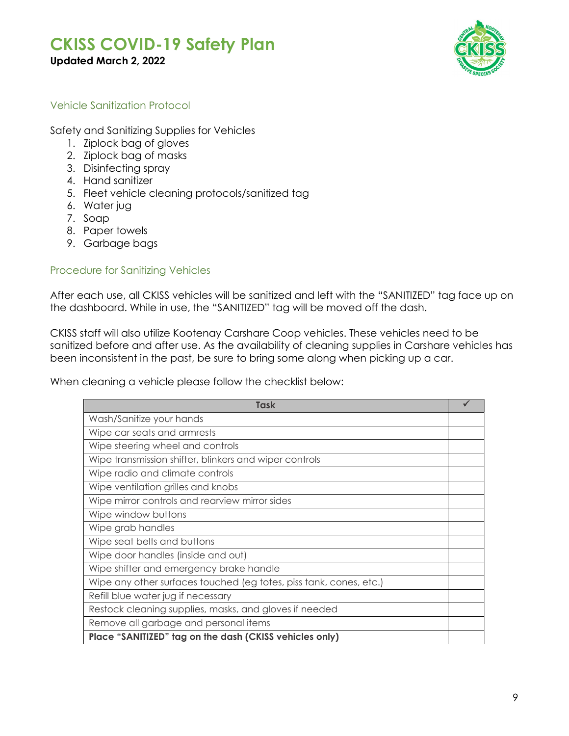# CKISS COVID-19 Safety Plan

**Updated March 2, 2022**

## Vehicle Sanitization Protocol

Safety and Sanitizing Supplies for Vehicles

1. Ziplock bag of gloves
2. Ziplock bag of masks
3. Disinfecting spray
4. Hand sanitizer
5. Fleet vehicle cleaning protocols/sanitized tag
6. Water jug
7. Soap
8. Paper towels
9. Garbage bags

## Procedure for Sanitizing Vehicles

After each use, all CKISS vehicles will be sanitized and left with the "SANITIZED" tag face up on the dashboard. While in use, the "SANITIZED" tag will be moved off the dash.

CKISS staff will also utilize Kootenay Carshare Coop vehicles. These vehicles need to be sanitized before and after use. As the availability of cleaning supplies in Carshare vehicles has been inconsistent in the past, be sure to bring some along when picking up a car.

When cleaning a vehicle please follow the checklist below:

| Task | ✓ |
|---|---|
| Wash/Sanitize your hands | |
| Wipe car seats and armrests | |
| Wipe steering wheel and controls | |
| Wipe transmission shifter, blinkers and wiper controls | |
| Wipe radio and climate controls | |
| Wipe ventilation grilles and knobs | |
| Wipe mirror controls and rearview mirror sides | |
| Wipe window buttons | |
| Wipe grab handles | |
| Wipe seat belts and buttons | |
| Wipe door handles (inside and out) | |
| Wipe shifter and emergency brake handle | |
| Wipe any other surfaces touched (eg totes, piss tank, cones, etc.) | |
| Refill blue water jug if necessary | |
| Restock cleaning supplies, masks, and gloves if needed | |
| Remove all garbage and personal items | |
| **Place "SANITIZED" tag on the dash (CKISS vehicles only)** | |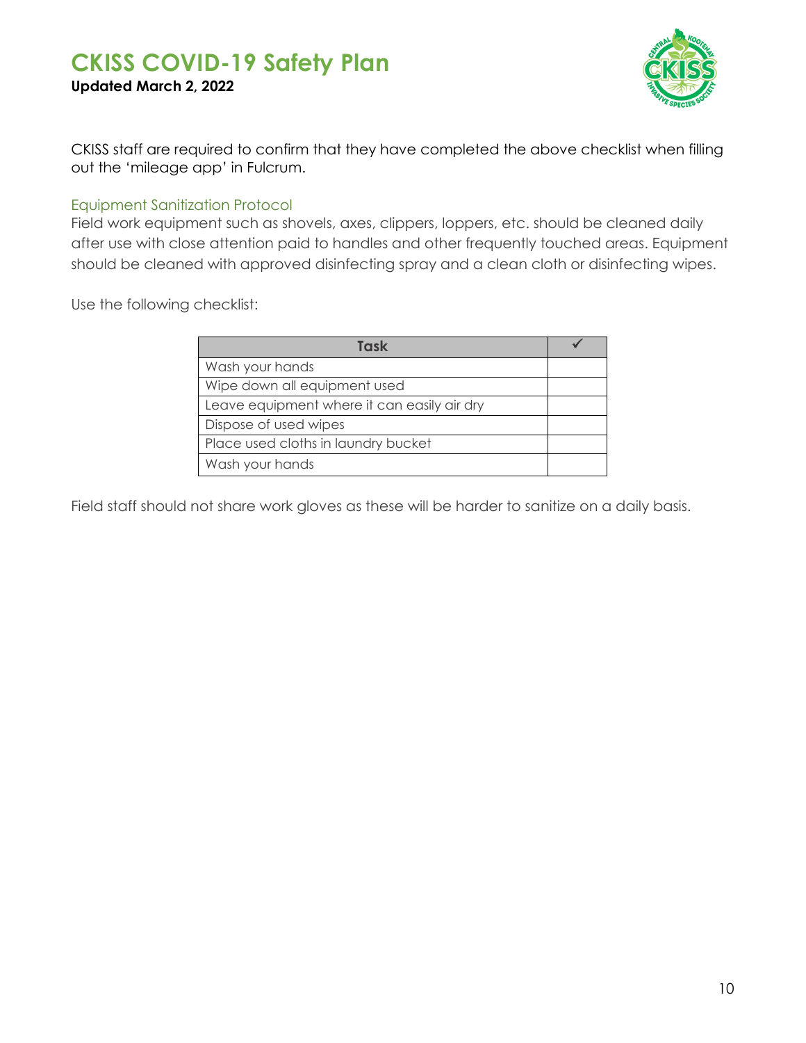CKISS staff are required to confirm that they have completed the above checklist when filling out the 'mileage app' in Fulcrum.

### Equipment Sanitization Protocol

Field work equipment such as shovels, axes, clippers, loppers, etc. should be cleaned daily after use with close attention paid to handles and other frequently touched areas. Equipment should be cleaned with approved disinfecting spray and a clean cloth or disinfecting wipes.

Use the following checklist:

| Task | ✓ |
|---|---|
| Wash your hands | |
| Wipe down all equipment used | |
| Leave equipment where it can easily air dry | |
| Dispose of used wipes | |
| Place used cloths in laundry bucket | |
| Wash your hands | |

Field staff should not share work gloves as these will be harder to sanitize on a daily basis.